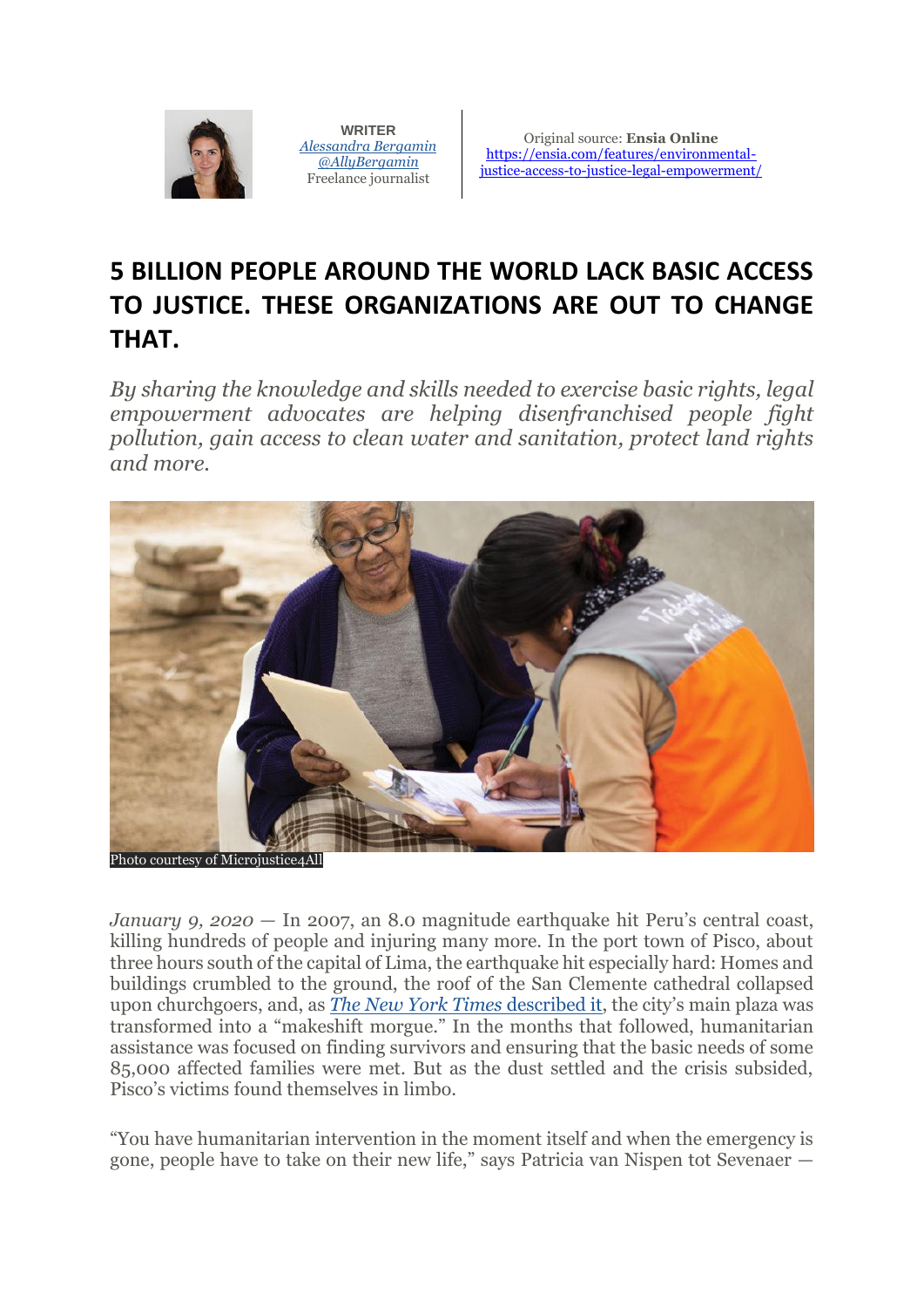WRITER
*Alessandra Bergamin*
*@AllyBergamin*
Freelance journalist

Original source: **Ensia Online**
https://ensia.com/features/environmental-justice-access-to-justice-legal-empowerment/

# 5 BILLION PEOPLE AROUND THE WORLD LACK BASIC ACCESS TO JUSTICE. THESE ORGANIZATIONS ARE OUT TO CHANGE THAT.

*By sharing the knowledge and skills needed to exercise basic rights, legal empowerment advocates are helping disenfranchised people fight pollution, gain access to clean water and sanitation, protect land rights and more.*

Photo courtesy of Microjustice4All

*January 9, 2020* — In 2007, an 8.0 magnitude earthquake hit Peru's central coast, killing hundreds of people and injuring many more. In the port town of Pisco, about three hours south of the capital of Lima, the earthquake hit especially hard: Homes and buildings crumbled to the ground, the roof of the San Clemente cathedral collapsed upon churchgoers, and, as *The New York Times* described it, the city's main plaza was transformed into a "makeshift morgue." In the months that followed, humanitarian assistance was focused on finding survivors and ensuring that the basic needs of some 85,000 affected families were met. But as the dust settled and the crisis subsided, Pisco's victims found themselves in limbo.

"You have humanitarian intervention in the moment itself and when the emergency is gone, people have to take on their new life," says Patricia van Nispen tot Sevenaer —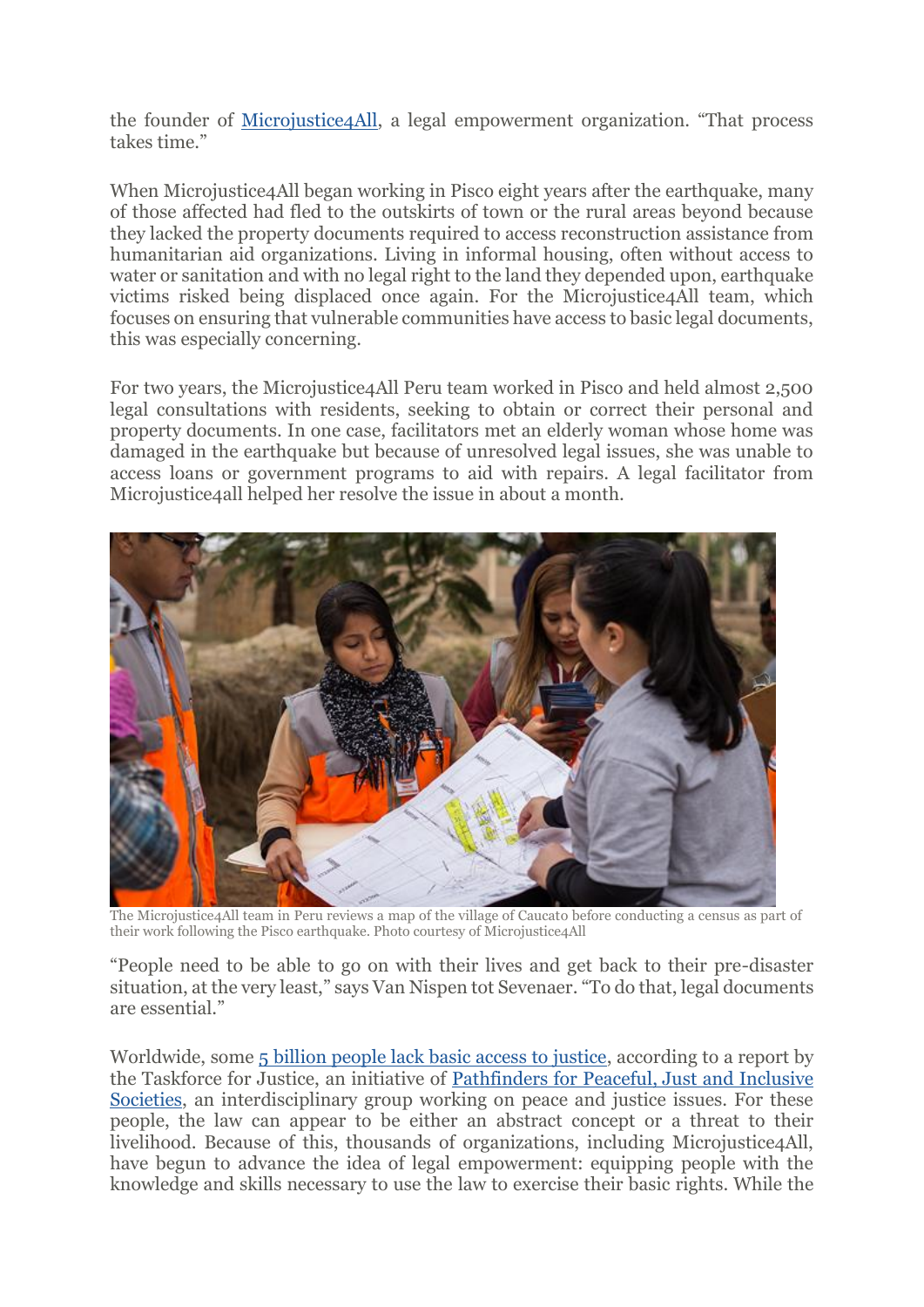the founder of [Microjustice4All](), a legal empowerment organization. "That process takes time."

When Microjustice4All began working in Pisco eight years after the earthquake, many of those affected had fled to the outskirts of town or the rural areas beyond because they lacked the property documents required to access reconstruction assistance from humanitarian aid organizations. Living in informal housing, often without access to water or sanitation and with no legal right to the land they depended upon, earthquake victims risked being displaced once again. For the Microjustice4All team, which focuses on ensuring that vulnerable communities have access to basic legal documents, this was especially concerning.

For two years, the Microjustice4All Peru team worked in Pisco and held almost 2,500 legal consultations with residents, seeking to obtain or correct their personal and property documents. In one case, facilitators met an elderly woman whose home was damaged in the earthquake but because of unresolved legal issues, she was unable to access loans or government programs to aid with repairs. A legal facilitator from Microjustice4all helped her resolve the issue in about a month.

The Microjustice4All team in Peru reviews a map of the village of Caucato before conducting a census as part of their work following the Pisco earthquake. Photo courtesy of Microjustice4All

"People need to be able to go on with their lives and get back to their pre-disaster situation, at the very least," says Van Nispen tot Sevenaer. "To do that, legal documents are essential."

Worldwide, some [5 billion people lack basic access to justice](), according to a report by the Taskforce for Justice, an initiative of [Pathfinders for Peaceful, Just and Inclusive Societies](), an interdisciplinary group working on peace and justice issues. For these people, the law can appear to be either an abstract concept or a threat to their livelihood. Because of this, thousands of organizations, including Microjustice4All, have begun to advance the idea of legal empowerment: equipping people with the knowledge and skills necessary to use the law to exercise their basic rights. While the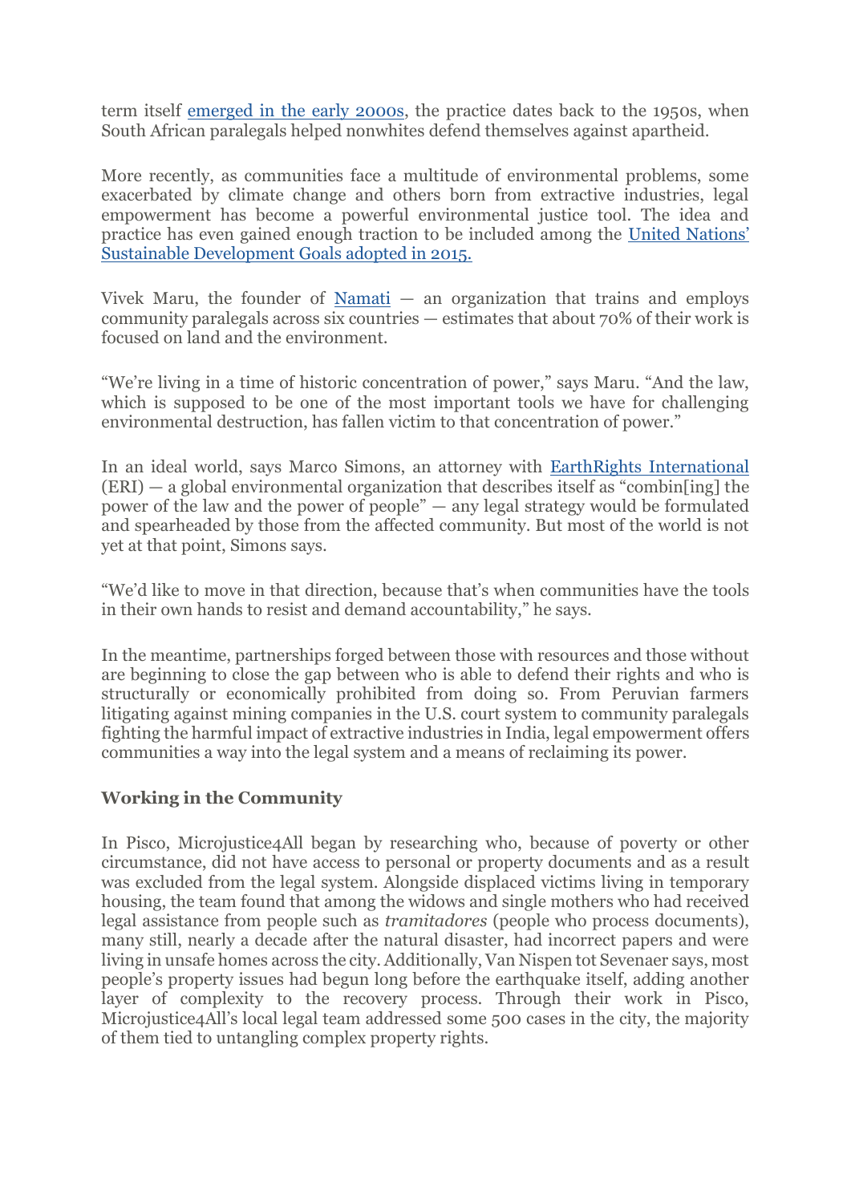term itself [emerged in the early 2000s](), the practice dates back to the 1950s, when South African paralegals helped nonwhites defend themselves against apartheid.

More recently, as communities face a multitude of environmental problems, some exacerbated by climate change and others born from extractive industries, legal empowerment has become a powerful environmental justice tool. The idea and practice has even gained enough traction to be included among the [United Nations' Sustainable Development Goals adopted in 2015.]()

Vivek Maru, the founder of [Namati]() — an organization that trains and employs community paralegals across six countries — estimates that about 70% of their work is focused on land and the environment.

"We're living in a time of historic concentration of power," says Maru. "And the law, which is supposed to be one of the most important tools we have for challenging environmental destruction, has fallen victim to that concentration of power."

In an ideal world, says Marco Simons, an attorney with [EarthRights International]() (ERI) — a global environmental organization that describes itself as "combin[ing] the power of the law and the power of people" — any legal strategy would be formulated and spearheaded by those from the affected community. But most of the world is not yet at that point, Simons says.

"We'd like to move in that direction, because that's when communities have the tools in their own hands to resist and demand accountability," he says.

In the meantime, partnerships forged between those with resources and those without are beginning to close the gap between who is able to defend their rights and who is structurally or economically prohibited from doing so. From Peruvian farmers litigating against mining companies in the U.S. court system to community paralegals fighting the harmful impact of extractive industries in India, legal empowerment offers communities a way into the legal system and a means of reclaiming its power.

**Working in the Community**

In Pisco, Microjustice4All began by researching who, because of poverty or other circumstance, did not have access to personal or property documents and as a result was excluded from the legal system. Alongside displaced victims living in temporary housing, the team found that among the widows and single mothers who had received legal assistance from people such as *tramitadores* (people who process documents), many still, nearly a decade after the natural disaster, had incorrect papers and were living in unsafe homes across the city. Additionally, Van Nispen tot Sevenaer says, most people's property issues had begun long before the earthquake itself, adding another layer of complexity to the recovery process. Through their work in Pisco, Microjustice4All's local legal team addressed some 500 cases in the city, the majority of them tied to untangling complex property rights.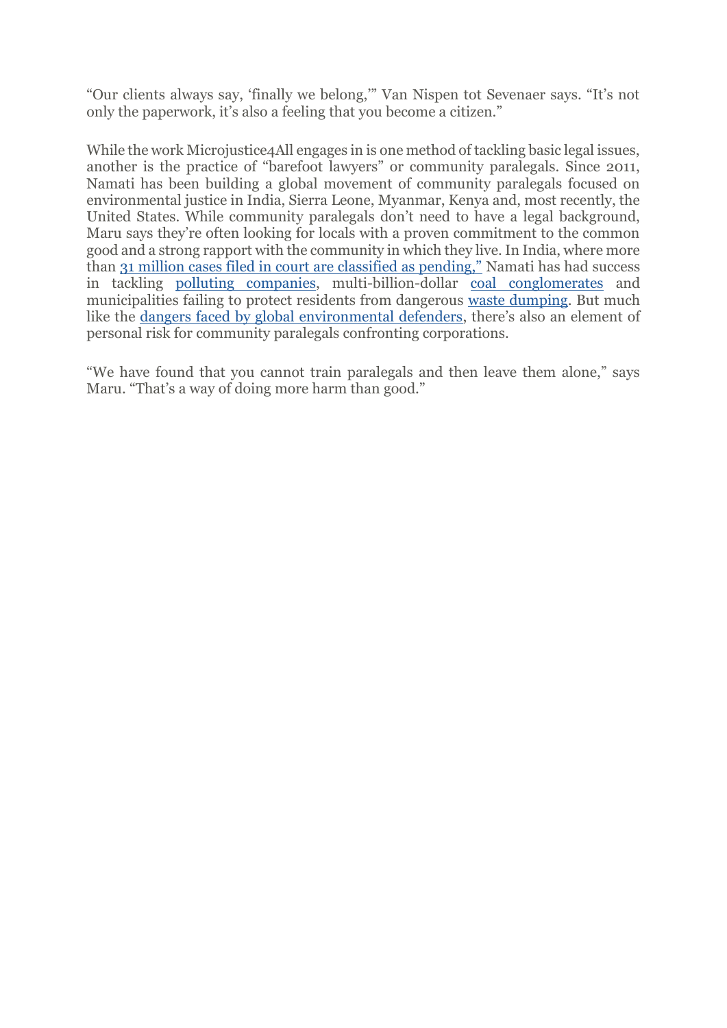"Our clients always say, 'finally we belong,'" Van Nispen tot Sevenaer says. "It's not only the paperwork, it's also a feeling that you become a citizen."

While the work Microjustice4All engages in is one method of tackling basic legal issues, another is the practice of "barefoot lawyers" or community paralegals. Since 2011, Namati has been building a global movement of community paralegals focused on environmental justice in India, Sierra Leone, Myanmar, Kenya and, most recently, the United States. While community paralegals don't need to have a legal background, Maru says they're often looking for locals with a proven commitment to the common good and a strong rapport with the community in which they live. In India, where more than [31 million cases filed in court are classified as pending,"] Namati has had success in tackling [polluting companies], multi-billion-dollar [coal conglomerates] and municipalities failing to protect residents from dangerous [waste dumping]. But much like the [dangers faced by global environmental defenders], there's also an element of personal risk for community paralegals confronting corporations.

"We have found that you cannot train paralegals and then leave them alone," says Maru. "That's a way of doing more harm than good."